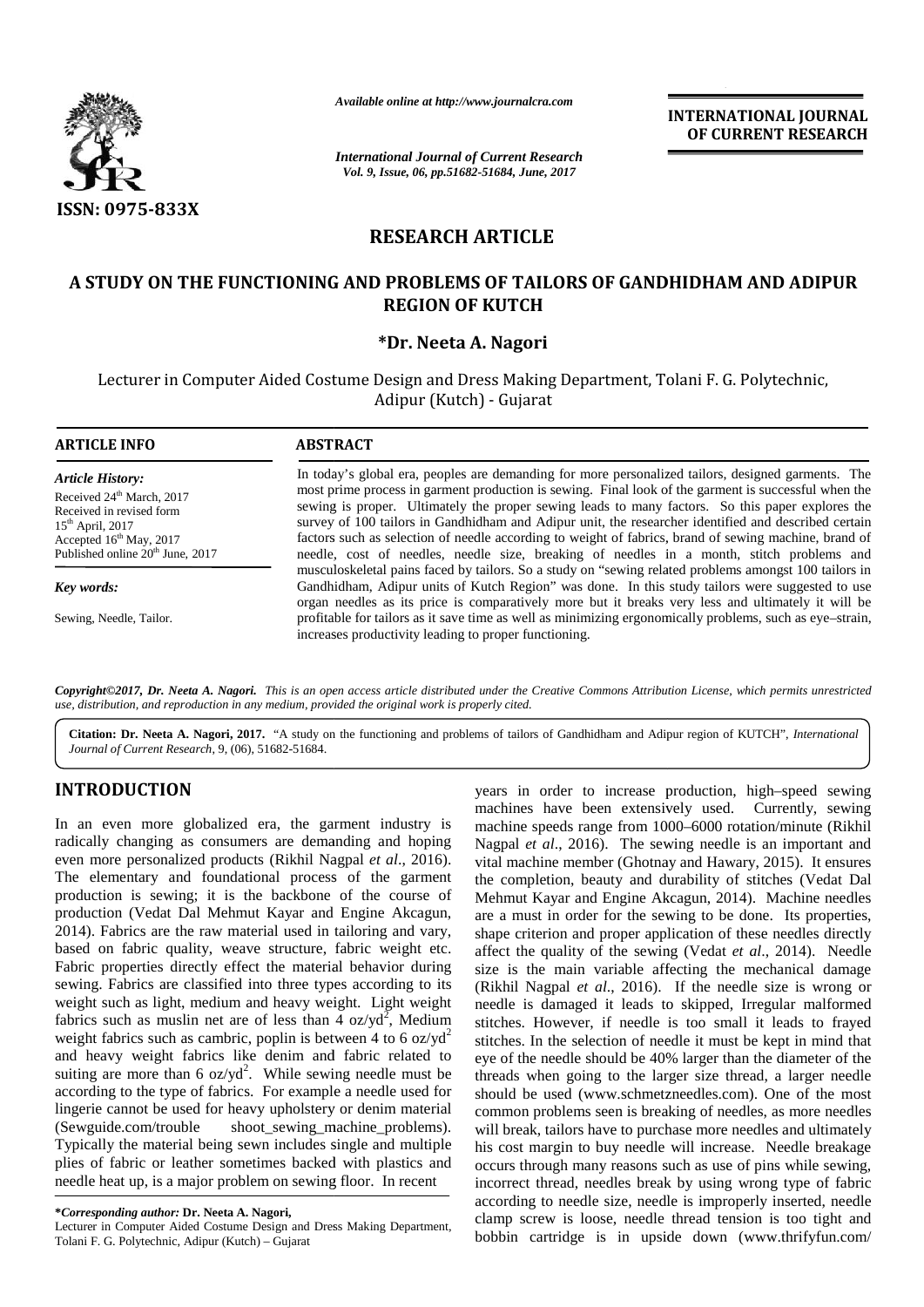*Available online at http://www.journalcra.com*

*International Journal of Current Research*
*Vol. 9, Issue, 06, pp.51682-51684, June, 2017*

**INTERNATIONAL JOURNAL OF CURRENT RESEARCH**

ISSN: 0975-833X

## RESEARCH ARTICLE

# A STUDY ON THE FUNCTIONING AND PROBLEMS OF TAILORS OF GANDHIDHAM AND ADIPUR REGION OF KUTCH

**\*Dr. Neeta A. Nagori**

Lecturer in Computer Aided Costume Design and Dress Making Department, Tolani F. G. Polytechnic, Adipur (Kutch) - Gujarat

**ARTICLE INFO**

*Article History:*

Received 24th March, 2017
Received in revised form 15th April, 2017
Accepted 16th May, 2017
Published online 20th June, 2017

*Key words:*

Sewing, Needle, Tailor.

**ABSTRACT**

In today's global era, peoples are demanding for more personalized tailors, designed garments. The most prime process in garment production is sewing. Final look of the garment is successful when the sewing is proper. Ultimately the proper sewing leads to many factors. So this paper explores the survey of 100 tailors in Gandhidham and Adipur unit, the researcher identified and described certain factors such as selection of needle according to weight of fabrics, brand of sewing machine, brand of needle, cost of needles, needle size, breaking of needles in a month, stitch problems and musculoskeletal pains faced by tailors. So a study on "sewing related problems amongst 100 tailors in Gandhidham, Adipur units of Kutch Region" was done. In this study tailors were suggested to use organ needles as its price is comparatively more but it breaks very less and ultimately it will be profitable for tailors as it save time as well as minimizing ergonomically problems, such as eye–strain, increases productivity leading to proper functioning.

*Copyright©2017, Dr. Neeta A. Nagori. This is an open access article distributed under the Creative Commons Attribution License, which permits unrestricted use, distribution, and reproduction in any medium, provided the original work is properly cited.*

**Citation: Dr. Neeta A. Nagori, 2017.** "A study on the functioning and problems of tailors of Gandhidham and Adipur region of KUTCH", *International Journal of Current Research*, 9, (06), 51682-51684.

## INTRODUCTION

In an even more globalized era, the garment industry is radically changing as consumers are demanding and hoping even more personalized products (Rikhil Nagpal *et al*., 2016). The elementary and foundational process of the garment production is sewing; it is the backbone of the course of production (Vedat Dal Mehmut Kayar and Engine Akcagun, 2014). Fabrics are the raw material used in tailoring and vary, based on fabric quality, weave structure, fabric weight etc. Fabric properties directly effect the material behavior during sewing. Fabrics are classified into three types according to its weight such as light, medium and heavy weight. Light weight fabrics such as muslin net are of less than 4 oz/yd$^2$, Medium weight fabrics such as cambric, poplin is between 4 to 6 oz/yd$^2$ and heavy weight fabrics like denim and fabric related to suiting are more than 6 oz/yd$^2$. While sewing needle must be according to the type of fabrics. For example a needle used for lingerie cannot be used for heavy upholstery or denim material (Sewguide.com/trouble shoot_sewing_machine_problems). Typically the material being sewn includes single and multiple plies of fabric or leather sometimes backed with plastics and needle heat up, is a major problem on sewing floor. In recent years in order to increase production, high–speed sewing machines have been extensively used. Currently, sewing machine speeds range from 1000–6000 rotation/minute (Rikhil Nagpal *et al*., 2016). The sewing needle is an important and vital machine member (Ghotnay and Hawary, 2015). It ensures the completion, beauty and durability of stitches (Vedat Dal Mehmut Kayar and Engine Akcagun, 2014). Machine needles are a must in order for the sewing to be done. Its properties, shape criterion and proper application of these needles directly affect the quality of the sewing (Vedat *et al*., 2014). Needle size is the main variable affecting the mechanical damage (Rikhil Nagpal *et al*., 2016). If the needle size is wrong or needle is damaged it leads to skipped, Irregular malformed stitches. However, if needle is too small it leads to frayed stitches. In the selection of needle it must be kept in mind that eye of the needle should be 40% larger than the diameter of the threads when going to the larger size thread, a larger needle should be used (www.schmetzneedles.com). One of the most common problems seen is breaking of needles, as more needles will break, tailors have to purchase more needles and ultimately his cost margin to buy needle will increase. Needle breakage occurs through many reasons such as use of pins while sewing, incorrect thread, needles break by using wrong type of fabric according to needle size, needle is improperly inserted, needle clamp screw is loose, needle thread tension is too tight and bobbin cartridge is in upside down (www.thrifyfun.com/

**\*Corresponding author: Dr. Neeta A. Nagori,**
Lecturer in Computer Aided Costume Design and Dress Making Department, Tolani F. G. Polytechnic, Adipur (Kutch) – Gujarat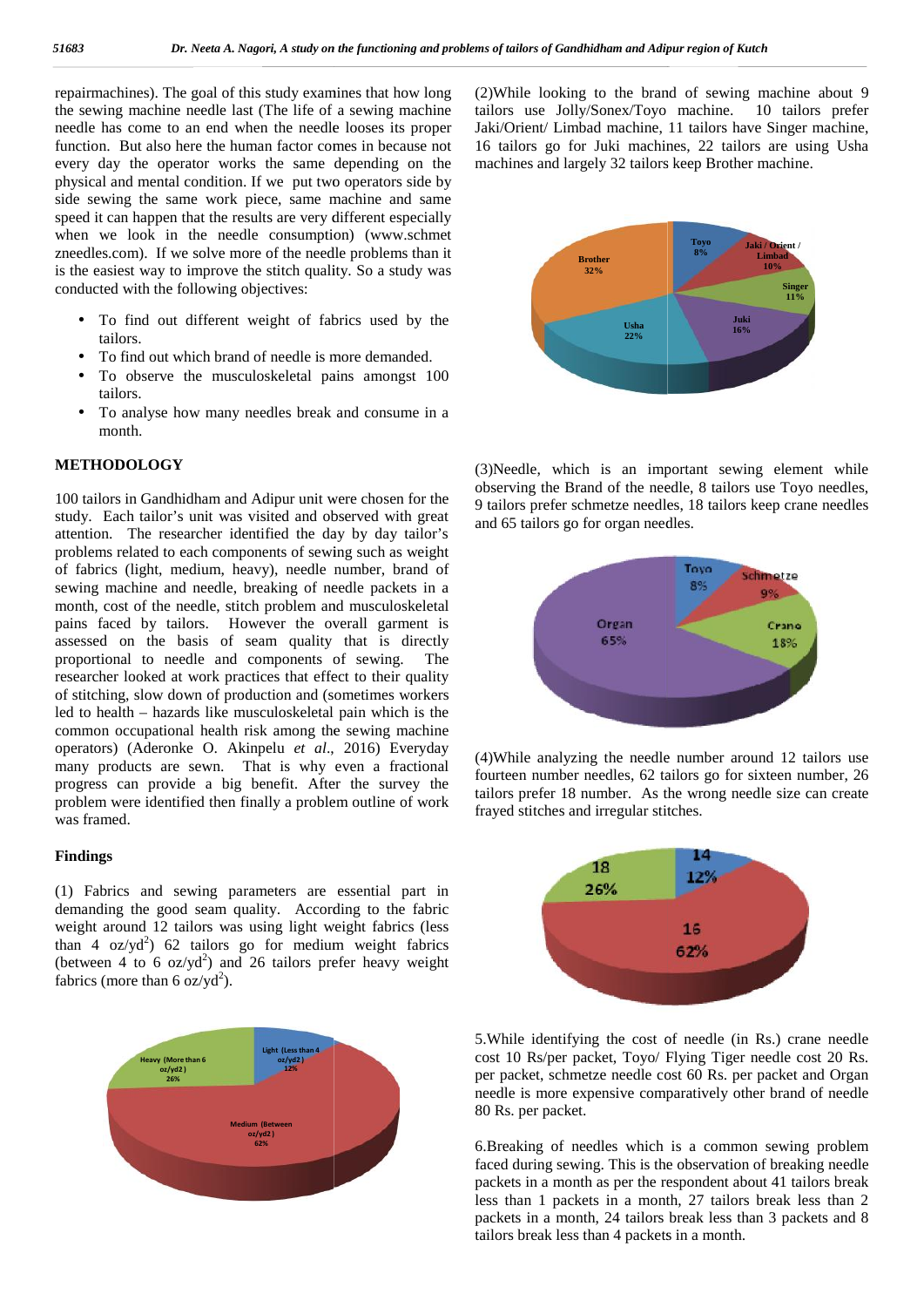repairmachines). The goal of this study examines that how long the sewing machine needle last (The life of a sewing machine needle has come to an end when the needle looses its proper function. But also here the human factor comes in because not every day the operator works the same depending on the physical and mental condition. If we put two operators side by side sewing the same work piece, same machine and same speed it can happen that the results are very different especially when we look in the needle consumption) (www.schmetzneedles.com). If we solve more of the needle problems than it is the easiest way to improve the stitch quality. So a study was conducted with the following objectives:

- To find out different weight of fabrics used by the tailors.
- To find out which brand of needle is more demanded.
- To observe the musculoskeletal pains amongst 100 tailors.
- To analyse how many needles break and consume in a month.

## METHODOLOGY

100 tailors in Gandhidham and Adipur unit were chosen for the study. Each tailor's unit was visited and observed with great attention. The researcher identified the day by day tailor's problems related to each components of sewing such as weight of fabrics (light, medium, heavy), needle number, brand of sewing machine and needle, breaking of needle packets in a month, cost of the needle, stitch problem and musculoskeletal pains faced by tailors. However the overall garment is assessed on the basis of seam quality that is directly proportional to needle and components of sewing. The researcher looked at work practices that effect to their quality of stitching, slow down of production and (sometimes workers led to health – hazards like musculoskeletal pain which is the common occupational health risk among the sewing machine operators) (Aderonke O. Akinpelu *et al*., 2016) Everyday many products are sewn. That is why even a fractional progress can provide a big benefit. After the survey the problem were identified then finally a problem outline of work was framed.

### Findings

(1) Fabrics and sewing parameters are essential part in demanding the good seam quality. According to the fabric weight around 12 tailors was using light weight fabrics (less than 4 $oz/yd^2$) 62 tailors go for medium weight fabrics (between 4 to 6 $oz/yd^2$) and 26 tailors prefer heavy weight fabrics (more than 6 $oz/yd^2$).

(2)While looking to the brand of sewing machine about 9 tailors use Jolly/Sonex/Toyo machine. 10 tailors prefer Jaki/Orient/ Limbad machine, 11 tailors have Singer machine, 16 tailors go for Juki machines, 22 tailors are using Usha machines and largely 32 tailors keep Brother machine.

(3)Needle, which is an important sewing element while observing the Brand of the needle, 8 tailors use Toyo needles, 9 tailors prefer schmetze needles, 18 tailors keep crane needles and 65 tailors go for organ needles.

(4)While analyzing the needle number around 12 tailors use fourteen number needles, 62 tailors go for sixteen number, 26 tailors prefer 18 number. As the wrong needle size can create frayed stitches and irregular stitches.

5.While identifying the cost of needle (in Rs.) crane needle cost 10 Rs/per packet, Toyo/ Flying Tiger needle cost 20 Rs. per packet, schmetze needle cost 60 Rs. per packet and Organ needle is more expensive comparatively other brand of needle 80 Rs. per packet.

6.Breaking of needles which is a common sewing problem faced during sewing. This is the observation of breaking needle packets in a month as per the respondent about 41 tailors break less than 1 packets in a month, 27 tailors break less than 2 packets in a month, 24 tailors break less than 3 packets and 8 tailors break less than 4 packets in a month.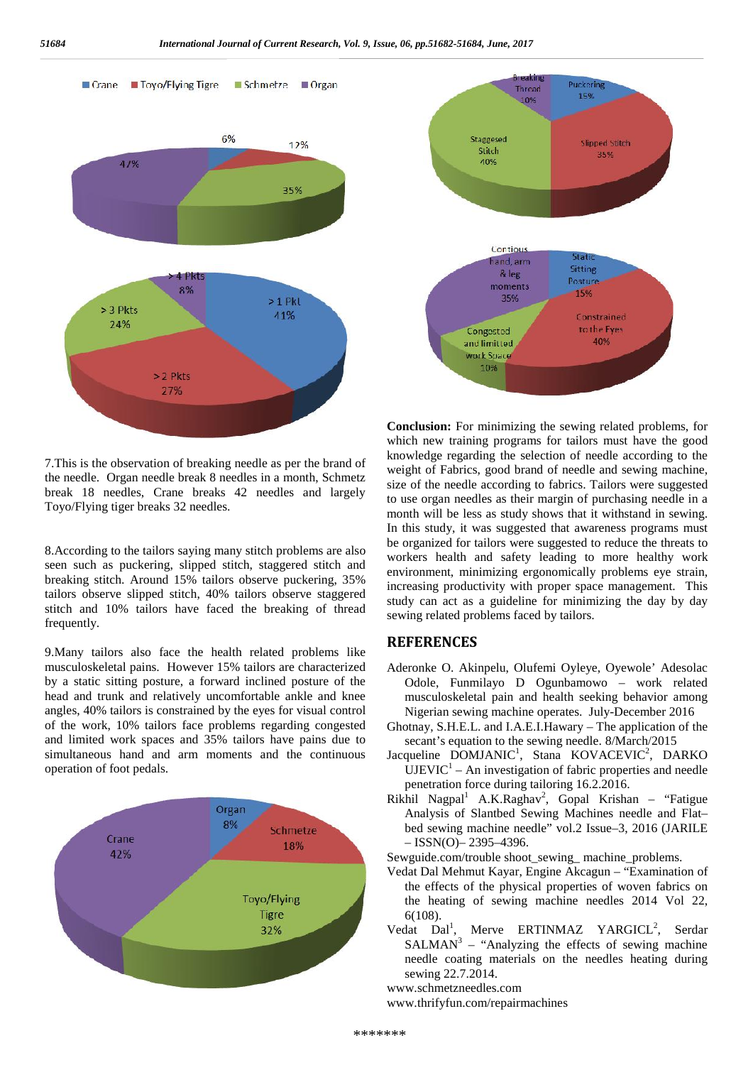Crane
Toyo/Flying Tigre
Schmetze
Organ

6%
12%
47%
35%

> 4 Pkts
8%
> 1 Pkt
41%
> 3 Pkts
24%
> 2 Pkts
27%

Breaking Thread
10%
Puckering
15%
Staggesed Stitch
40%
Slipped Stitch
35%

Contious hand, arm & leg moments
35%
Static Sitting Posture
15%
Constrained to the Eyes
40%
Congested and limitted work Space
10%

7.This is the observation of breaking needle as per the brand of the needle. Organ needle break 8 needles in a month, Schmetz break 18 needles, Crane breaks 42 needles and largely Toyo/Flying tiger breaks 32 needles.

8.According to the tailors saying many stitch problems are also seen such as puckering, slipped stitch, staggered stitch and breaking stitch. Around 15% tailors observe puckering, 35% tailors observe slipped stitch, 40% tailors observe staggered stitch and 10% tailors have faced the breaking of thread frequently.

9.Many tailors also face the health related problems like musculoskeletal pains. However 15% tailors are characterized by a static sitting posture, a forward inclined posture of the head and trunk and relatively uncomfortable ankle and knee angles, 40% tailors is constrained by the eyes for visual control of the work, 10% tailors face problems regarding congested and limited work spaces and 35% tailors have pains due to simultaneous hand and arm moments and the continuous operation of foot pedals.

Organ
8%
Schmetze
18%
Crane
42%
Toyo/Flying Tigre
32%

**Conclusion:** For minimizing the sewing related problems, for which new training programs for tailors must have the good knowledge regarding the selection of needle according to the weight of Fabrics, good brand of needle and sewing machine, size of the needle according to fabrics. Tailors were suggested to use organ needles as their margin of purchasing needle in a month will be less as study shows that it withstand in sewing. In this study, it was suggested that awareness programs must be organized for tailors were suggested to reduce the threats to workers health and safety leading to more healthy work environment, minimizing ergonomically problems eye strain, increasing productivity with proper space management. This study can act as a guideline for minimizing the day by day sewing related problems faced by tailors.

## REFERENCES

Aderonke O. Akinpelu, Olufemi Oyleye, Oyewole' Adesolac Odole, Funmilayo D Ogunbamowo – work related musculoskeletal pain and health seeking behavior among Nigerian sewing machine operates. July-December 2016

Ghotnay, S.H.E.L. and I.A.E.I.Hawary – The application of the secant's equation to the sewing needle. 8/March/2015

Jacqueline DOMJANIC[1], Stana KOVACEVIC[2], DARKO UJEVIC[1] – An investigation of fabric properties and needle penetration force during tailoring 16.2.2016.

Rikhil Nagpal[1] A.K.Raghav[2], Gopal Krishan – "Fatigue Analysis of Slantbed Sewing Machines needle and Flat–bed sewing machine needle" vol.2 Issue–3, 2016 (JARILE – ISSN(O)– 2395–4396.

Sewguide.com/trouble shoot_sewing_ machine_problems.

Vedat Dal Mehmut Kayar, Engine Akcagun – "Examination of the effects of the physical properties of woven fabrics on the heating of sewing machine needles 2014 Vol 22, 6(108).

Vedat Dal[1], Merve ERTINMAZ YARGICL[2], Serdar SALMAN[3] – "Analyzing the effects of sewing machine needle coating materials on the needles heating during sewing 22.7.2014.

www.schmetzneedles.com

www.thrifyfun.com/repairmachines

*******